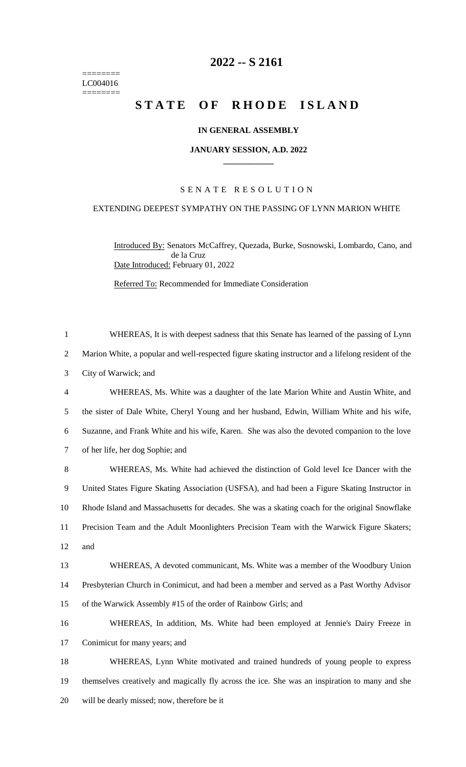========
LC004016
========

# 2022 -- S 2161

# STATE OF RHODE ISLAND

**IN GENERAL ASSEMBLY**

**JANUARY SESSION, A.D. 2022**

SENATE RESOLUTION

EXTENDING DEEPEST SYMPATHY ON THE PASSING OF LYNN MARION WHITE

Introduced By: Senators McCaffrey, Quezada, Burke, Sosnowski, Lombardo, Cano, and de la Cruz
Date Introduced: February 01, 2022

Referred To: Recommended for Immediate Consideration

WHEREAS, It is with deepest sadness that this Senate has learned of the passing of Lynn Marion White, a popular and well-respected figure skating instructor and a lifelong resident of the City of Warwick; and

WHEREAS, Ms. White was a daughter of the late Marion White and Austin White, and the sister of Dale White, Cheryl Young and her husband, Edwin, William White and his wife, Suzanne, and Frank White and his wife, Karen. She was also the devoted companion to the love of her life, her dog Sophie; and

WHEREAS, Ms. White had achieved the distinction of Gold level Ice Dancer with the United States Figure Skating Association (USFSA), and had been a Figure Skating Instructor in Rhode Island and Massachusetts for decades. She was a skating coach for the original Snowflake Precision Team and the Adult Moonlighters Precision Team with the Warwick Figure Skaters; and

WHEREAS, A devoted communicant, Ms. White was a member of the Woodbury Union Presbyterian Church in Conimicut, and had been a member and served as a Past Worthy Advisor of the Warwick Assembly #15 of the order of Rainbow Girls; and

WHEREAS, In addition, Ms. White had been employed at Jennie's Dairy Freeze in Conimicut for many years; and

WHEREAS, Lynn White motivated and trained hundreds of young people to express themselves creatively and magically fly across the ice. She was an inspiration to many and she will be dearly missed; now, therefore be it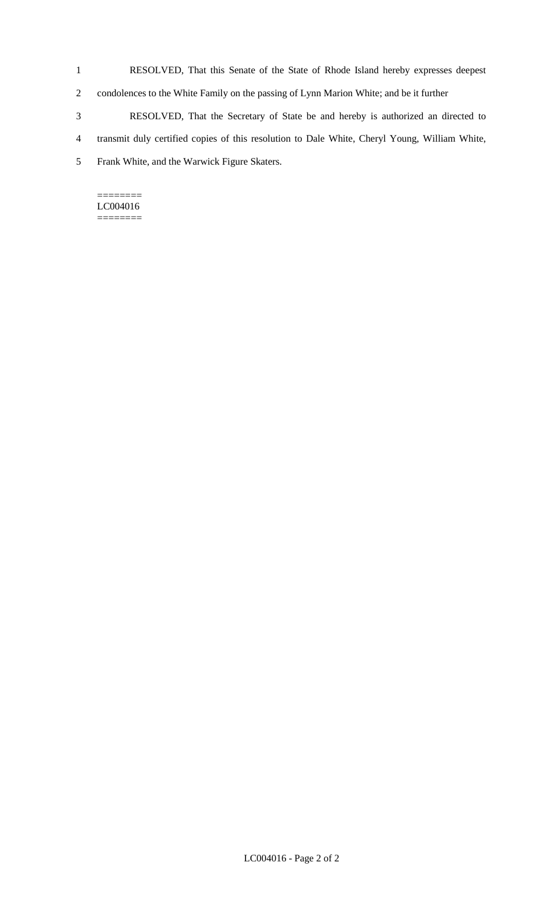RESOLVED, That this Senate of the State of Rhode Island hereby expresses deepest condolences to the White Family on the passing of Lynn Marion White; and be it further

RESOLVED, That the Secretary of State be and hereby is authorized an directed to transmit duly certified copies of this resolution to Dale White, Cheryl Young, William White, Frank White, and the Warwick Figure Skaters.

========
LC004016
========